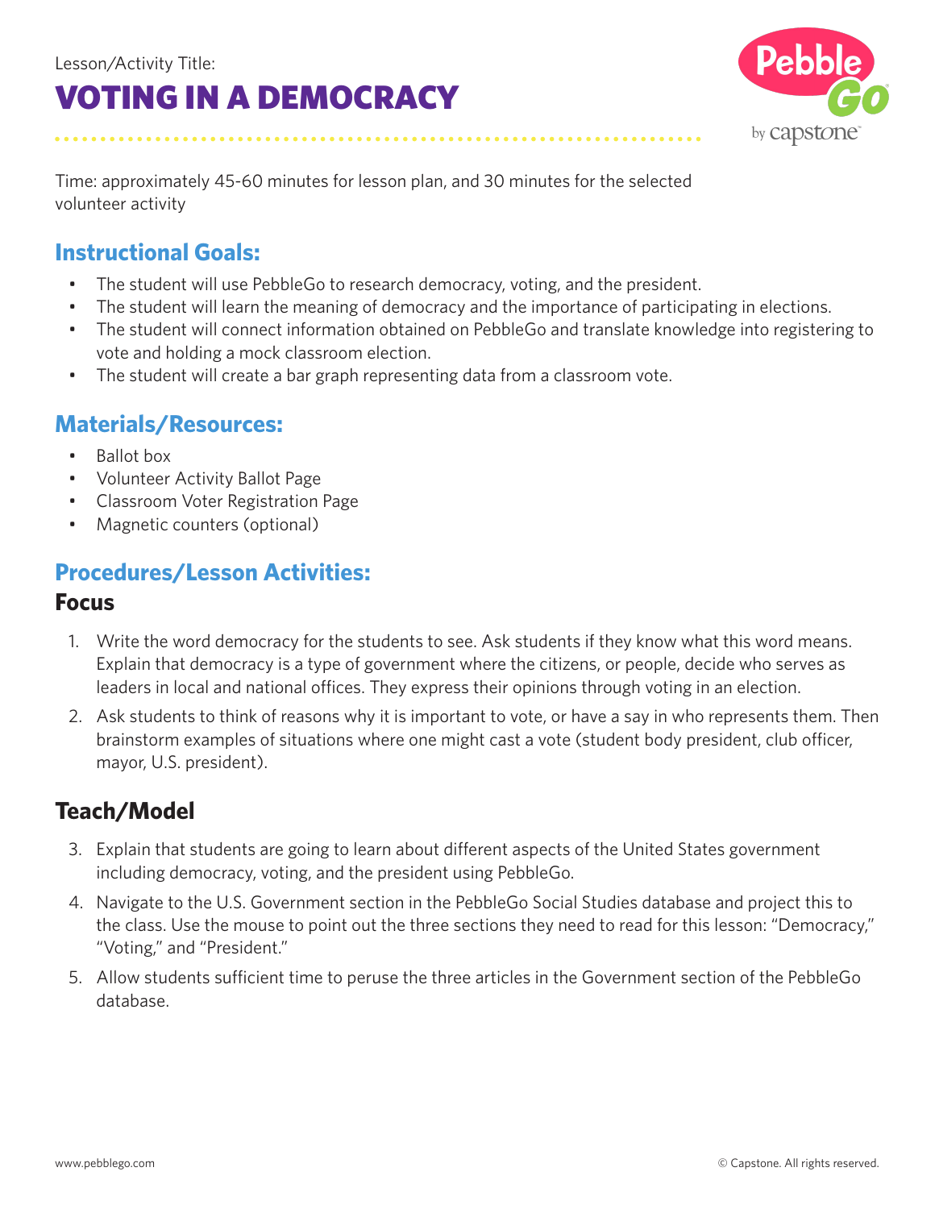Lesson/Activity Title:

# VOTING IN A DEMOCRACY

Time: approximately 45-60 minutes for lesson plan, and 30 minutes for the selected volunteer activity

## Instructional Goals:

- The student will use PebbleGo to research democracy, voting, and the president.
- The student will learn the meaning of democracy and the importance of participating in elections.
- The student will connect information obtained on PebbleGo and translate knowledge into registering to vote and holding a mock classroom election.
- The student will create a bar graph representing data from a classroom vote.

## Materials/Resources:

- Ballot box
- Volunteer Activity Ballot Page
- Classroom Voter Registration Page
- Magnetic counters (optional)

## Procedures/Lesson Activities:

### Focus

1. Write the word democracy for the students to see. Ask students if they know what this word means. Explain that democracy is a type of government where the citizens, or people, decide who serves as leaders in local and national offices. They express their opinions through voting in an election.
2. Ask students to think of reasons why it is important to vote, or have a say in who represents them. Then brainstorm examples of situations where one might cast a vote (student body president, club officer, mayor, U.S. president).

### Teach/Model

3. Explain that students are going to learn about different aspects of the United States government including democracy, voting, and the president using PebbleGo.
4. Navigate to the U.S. Government section in the PebbleGo Social Studies database and project this to the class. Use the mouse to point out the three sections they need to read for this lesson: "Democracy," "Voting," and "President."
5. Allow students sufficient time to peruse the three articles in the Government section of the PebbleGo database.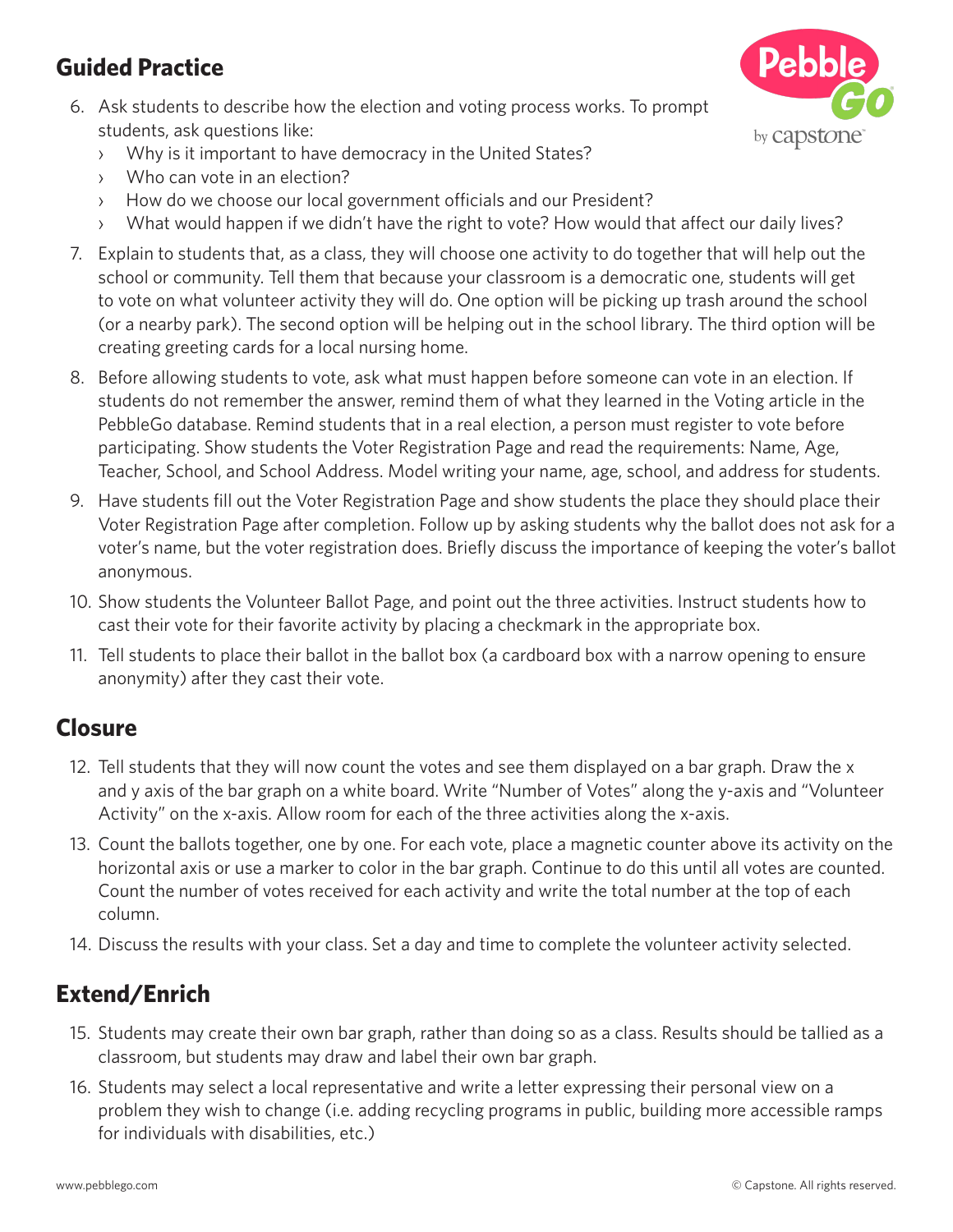## Guided Practice

6. Ask students to describe how the election and voting process works. To prompt students, ask questions like:
   - Why is it important to have democracy in the United States?
   - Who can vote in an election?
   - How do we choose our local government officials and our President?
   - What would happen if we didn't have the right to vote? How would that affect our daily lives?
7. Explain to students that, as a class, they will choose one activity to do together that will help out the school or community. Tell them that because your classroom is a democratic one, students will get to vote on what volunteer activity they will do. One option will be picking up trash around the school (or a nearby park). The second option will be helping out in the school library. The third option will be creating greeting cards for a local nursing home.
8. Before allowing students to vote, ask what must happen before someone can vote in an election. If students do not remember the answer, remind them of what they learned in the Voting article in the PebbleGo database. Remind students that in a real election, a person must register to vote before participating. Show students the Voter Registration Page and read the requirements: Name, Age, Teacher, School, and School Address. Model writing your name, age, school, and address for students.
9. Have students fill out the Voter Registration Page and show students the place they should place their Voter Registration Page after completion. Follow up by asking students why the ballot does not ask for a voter's name, but the voter registration does. Briefly discuss the importance of keeping the voter's ballot anonymous.
10. Show students the Volunteer Ballot Page, and point out the three activities. Instruct students how to cast their vote for their favorite activity by placing a checkmark in the appropriate box.
11. Tell students to place their ballot in the ballot box (a cardboard box with a narrow opening to ensure anonymity) after they cast their vote.

## Closure

12. Tell students that they will now count the votes and see them displayed on a bar graph. Draw the x and y axis of the bar graph on a white board. Write "Number of Votes" along the y-axis and "Volunteer Activity" on the x-axis. Allow room for each of the three activities along the x-axis.
13. Count the ballots together, one by one. For each vote, place a magnetic counter above its activity on the horizontal axis or use a marker to color in the bar graph. Continue to do this until all votes are counted. Count the number of votes received for each activity and write the total number at the top of each column.
14. Discuss the results with your class. Set a day and time to complete the volunteer activity selected.

## Extend/Enrich

15. Students may create their own bar graph, rather than doing so as a class. Results should be tallied as a classroom, but students may draw and label their own bar graph.
16. Students may select a local representative and write a letter expressing their personal view on a problem they wish to change (i.e. adding recycling programs in public, building more accessible ramps for individuals with disabilities, etc.)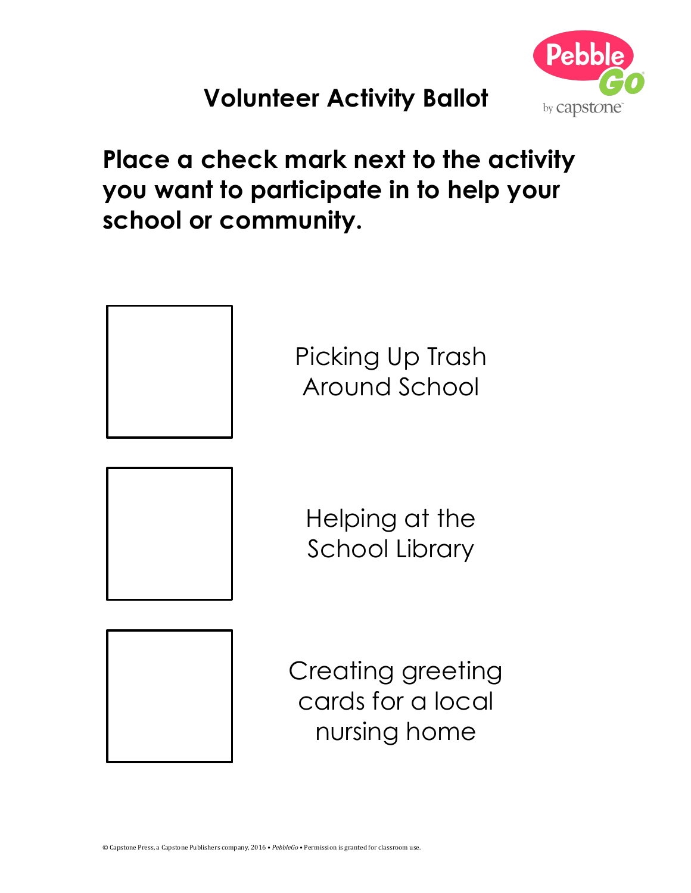# Volunteer Activity Ballot

**Place a check mark next to the activity you want to participate in to help your school or community.**

- [ ] Picking Up Trash Around School
- [ ] Helping at the School Library
- [ ] Creating greeting cards for a local nursing home

© Capstone Press, a Capstone Publishers company, 2016 • *PebbleGo* • Permission is granted for classroom use.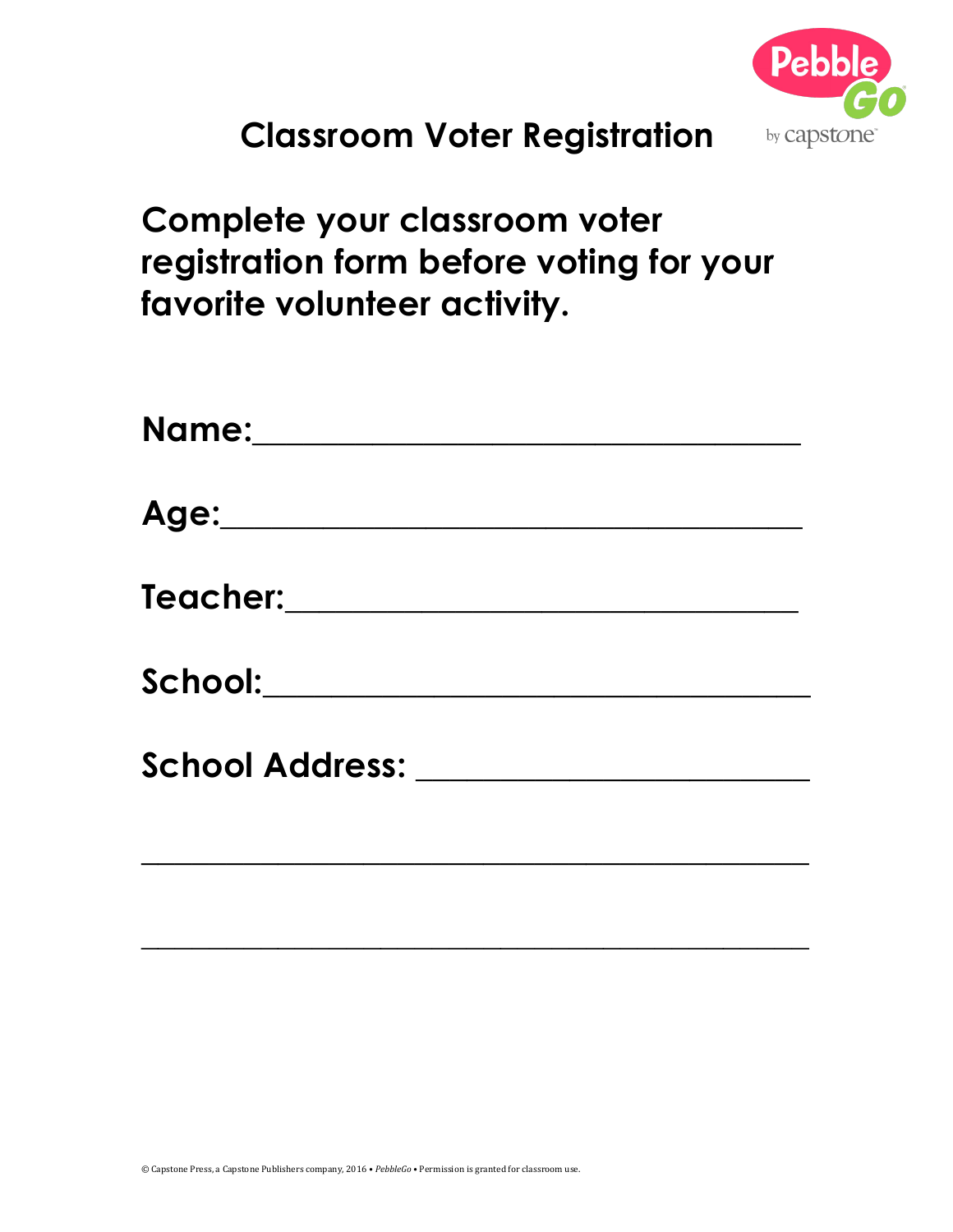# Classroom Voter Registration

**Complete your classroom voter registration form before voting for your favorite volunteer activity.**

**Name:**________________________________

**Age:**__________________________________

**Teacher:**______________________________

**School:**________________________________

**School Address:** ________________________

__________________________________________

__________________________________________

© Capstone Press, a Capstone Publishers company, 2016 • *PebbleGo* • Permission is granted for classroom use.